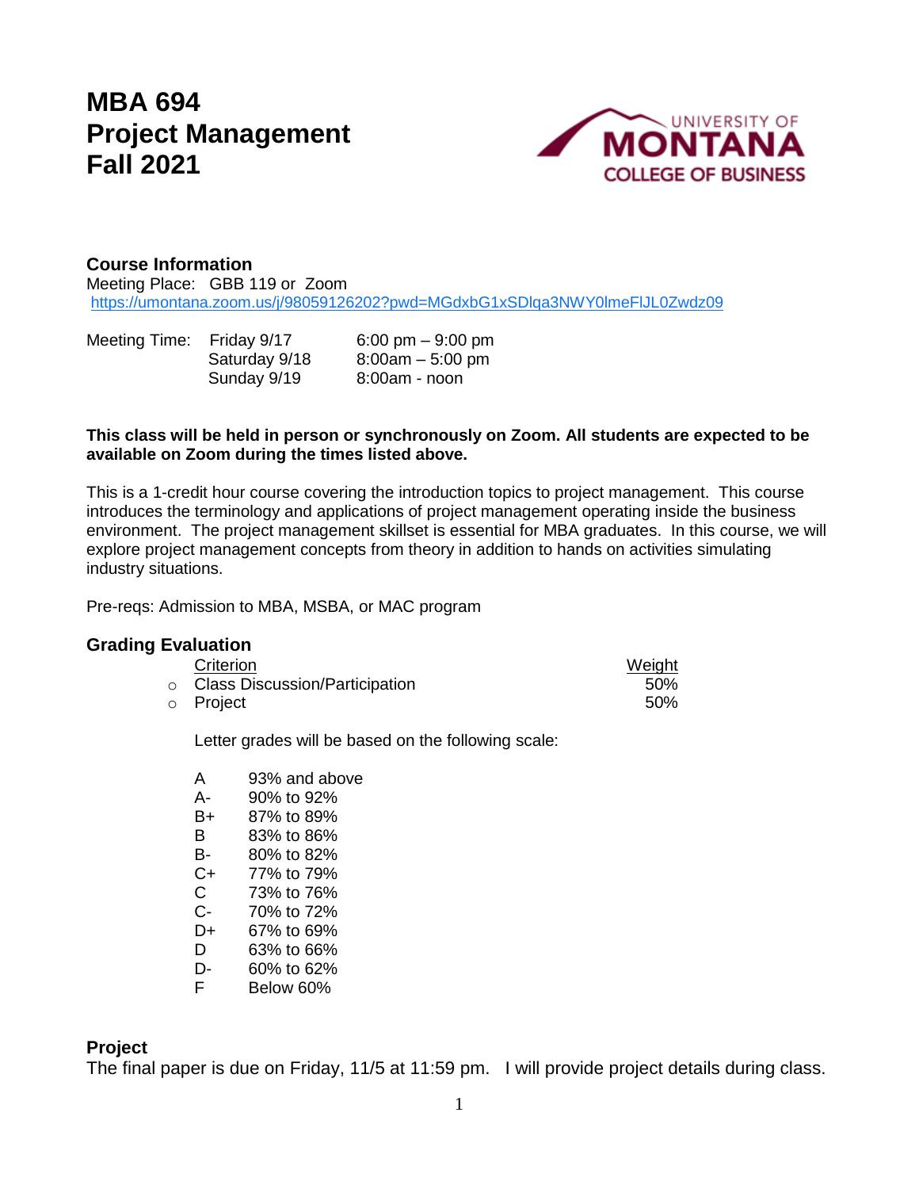# MBA 694
# Project Management
# Fall 2021

UNIVERSITY OF MONTANA
COLLEGE OF BUSINESS

## Course Information

Meeting Place: GBB 119 or Zoom
https://umontana.zoom.us/j/98059126202?pwd=MGdxbG1xSDlqa3NWY0lmeFlJL0Zwdz09

| Meeting Time: | Friday 9/17 | 6:00 pm – 9:00 pm |
|---|---|---|
| | Saturday 9/18 | 8:00am – 5:00 pm |
| | Sunday 9/19 | 8:00am - noon |

**This class will be held in person or synchronously on Zoom. All students are expected to be available on Zoom during the times listed above.**

This is a 1-credit hour course covering the introduction topics to project management. This course introduces the terminology and applications of project management operating inside the business environment. The project management skillset is essential for MBA graduates. In this course, we will explore project management concepts from theory in addition to hands on activities simulating industry situations.

Pre-reqs: Admission to MBA, MSBA, or MAC program

## Grading Evaluation

| Criterion | Weight |
|---|---|
| Class Discussion/Participation | 50% |
| Project | 50% |

Letter grades will be based on the following scale:

| | |
|---|---|
| A | 93% and above |
| A- | 90% to 92% |
| B+ | 87% to 89% |
| B | 83% to 86% |
| B- | 80% to 82% |
| C+ | 77% to 79% |
| C | 73% to 76% |
| C- | 70% to 72% |
| D+ | 67% to 69% |
| D | 63% to 66% |
| D- | 60% to 62% |
| F | Below 60% |

## Project

The final paper is due on Friday, 11/5 at 11:59 pm. I will provide project details during class.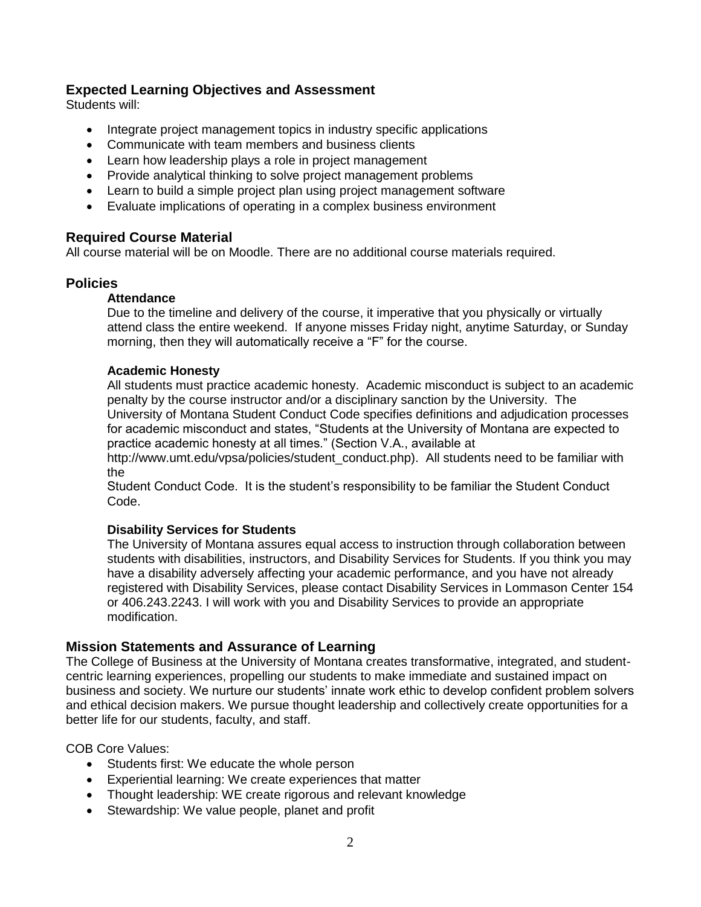## Expected Learning Objectives and Assessment

Students will:

- Integrate project management topics in industry specific applications
- Communicate with team members and business clients
- Learn how leadership plays a role in project management
- Provide analytical thinking to solve project management problems
- Learn to build a simple project plan using project management software
- Evaluate implications of operating in a complex business environment

## Required Course Material

All course material will be on Moodle. There are no additional course materials required.

## Policies

### Attendance

Due to the timeline and delivery of the course, it imperative that you physically or virtually attend class the entire weekend. If anyone misses Friday night, anytime Saturday, or Sunday morning, then they will automatically receive a "F" for the course.

### Academic Honesty

All students must practice academic honesty. Academic misconduct is subject to an academic penalty by the course instructor and/or a disciplinary sanction by the University. The University of Montana Student Conduct Code specifies definitions and adjudication processes for academic misconduct and states, "Students at the University of Montana are expected to practice academic honesty at all times." (Section V.A., available at http://www.umt.edu/vpsa/policies/student_conduct.php). All students need to be familiar with the Student Conduct Code. It is the student's responsibility to be familiar the Student Conduct Code.

### Disability Services for Students

The University of Montana assures equal access to instruction through collaboration between students with disabilities, instructors, and Disability Services for Students. If you think you may have a disability adversely affecting your academic performance, and you have not already registered with Disability Services, please contact Disability Services in Lommason Center 154 or 406.243.2243. I will work with you and Disability Services to provide an appropriate modification.

## Mission Statements and Assurance of Learning

The College of Business at the University of Montana creates transformative, integrated, and student-centric learning experiences, propelling our students to make immediate and sustained impact on business and society. We nurture our students' innate work ethic to develop confident problem solvers and ethical decision makers. We pursue thought leadership and collectively create opportunities for a better life for our students, faculty, and staff.

COB Core Values:

- Students first: We educate the whole person
- Experiential learning: We create experiences that matter
- Thought leadership: WE create rigorous and relevant knowledge
- Stewardship: We value people, planet and profit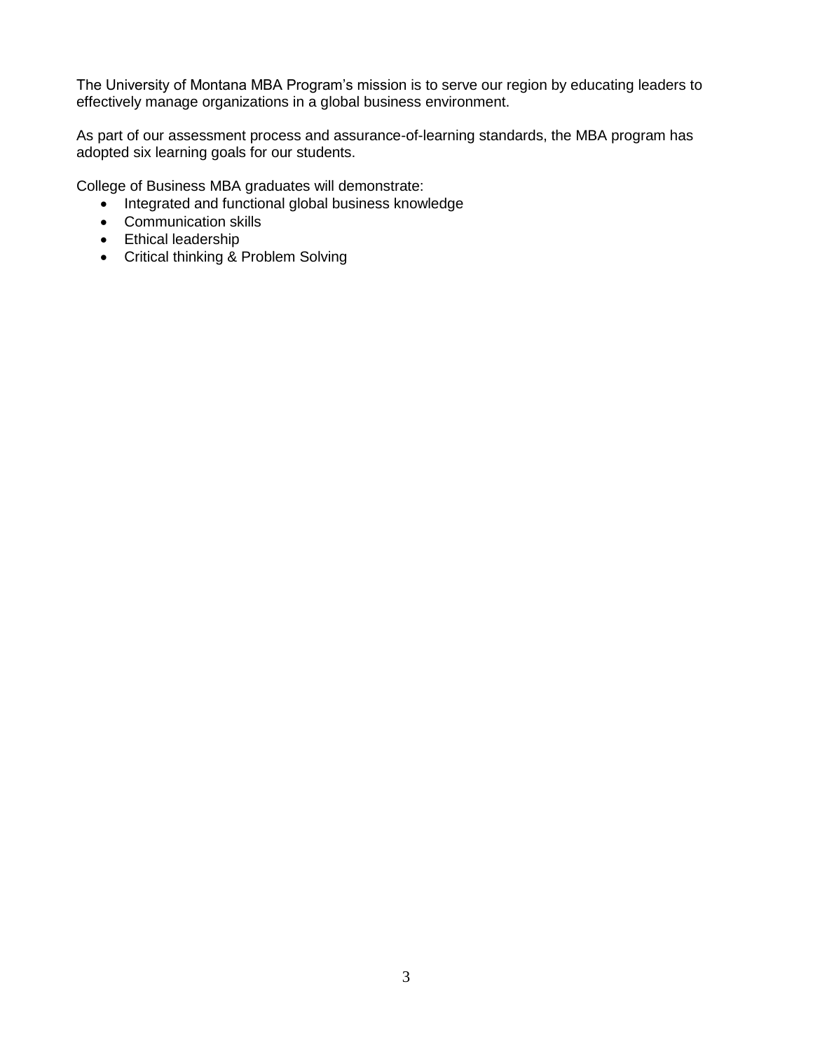The University of Montana MBA Program's mission is to serve our region by educating leaders to effectively manage organizations in a global business environment.

As part of our assessment process and assurance-of-learning standards, the MBA program has adopted six learning goals for our students.

College of Business MBA graduates will demonstrate:

- Integrated and functional global business knowledge
- Communication skills
- Ethical leadership
- Critical thinking & Problem Solving